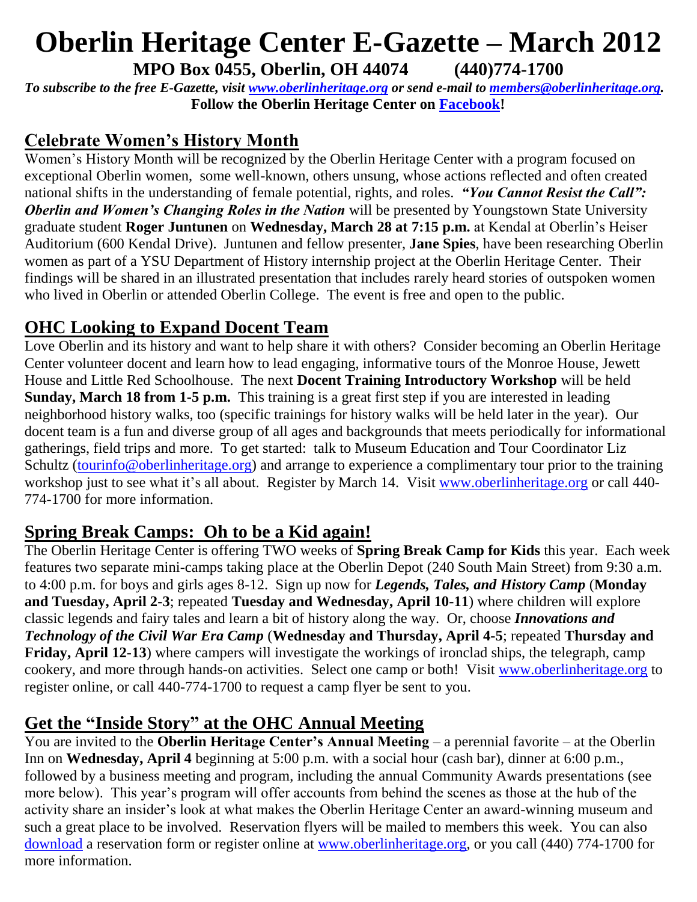# Oberlin Heritage Center E-Gazette – March 2012

**MPO Box 0455, Oberlin, OH 44074 (440)774-1700**

***To subscribe to the free E-Gazette, visit [www.oberlinheritage.org](www.oberlinheritage.org) or send e-mail to [members@oberlinheritage.org](mailto:members@oberlinheritage.org).***

**Follow the Oberlin Heritage Center on [Facebook](Facebook)!**

## Celebrate Women's History Month

Women's History Month will be recognized by the Oberlin Heritage Center with a program focused on exceptional Oberlin women, some well-known, others unsung, whose actions reflected and often created national shifts in the understanding of female potential, rights, and roles. ***"You Cannot Resist the Call": Oberlin and Women's Changing Roles in the Nation*** will be presented by Youngstown State University graduate student **Roger Juntunen** on **Wednesday, March 28 at 7:15 p.m.** at Kendal at Oberlin's Heiser Auditorium (600 Kendal Drive). Juntunen and fellow presenter, **Jane Spies**, have been researching Oberlin women as part of a YSU Department of History internship project at the Oberlin Heritage Center. Their findings will be shared in an illustrated presentation that includes rarely heard stories of outspoken women who lived in Oberlin or attended Oberlin College. The event is free and open to the public.

## OHC Looking to Expand Docent Team

Love Oberlin and its history and want to help share it with others? Consider becoming an Oberlin Heritage Center volunteer docent and learn how to lead engaging, informative tours of the Monroe House, Jewett House and Little Red Schoolhouse. The next **Docent Training Introductory Workshop** will be held **Sunday, March 18 from 1-5 p.m.** This training is a great first step if you are interested in leading neighborhood history walks, too (specific trainings for history walks will be held later in the year). Our docent team is a fun and diverse group of all ages and backgrounds that meets periodically for informational gatherings, field trips and more. To get started: talk to Museum Education and Tour Coordinator Liz Schultz ([tourinfo@oberlinheritage.org](mailto:tourinfo@oberlinheritage.org)) and arrange to experience a complimentary tour prior to the training workshop just to see what it's all about. Register by March 14. Visit [www.oberlinheritage.org](www.oberlinheritage.org) or call 440-774-1700 for more information.

## Spring Break Camps: Oh to be a Kid again!

The Oberlin Heritage Center is offering TWO weeks of **Spring Break Camp for Kids** this year. Each week features two separate mini-camps taking place at the Oberlin Depot (240 South Main Street) from 9:30 a.m. to 4:00 p.m. for boys and girls ages 8-12. Sign up now for ***Legends, Tales, and History Camp*** (**Monday and Tuesday, April 2-3**; repeated **Tuesday and Wednesday, April 10-11**) where children will explore classic legends and fairy tales and learn a bit of history along the way. Or, choose ***Innovations and Technology of the Civil War Era Camp*** (**Wednesday and Thursday, April 4-5**; repeated **Thursday and Friday, April 12-13**) where campers will investigate the workings of ironclad ships, the telegraph, camp cookery, and more through hands-on activities. Select one camp or both! Visit [www.oberlinheritage.org](www.oberlinheritage.org) to register online, or call 440-774-1700 to request a camp flyer be sent to you.

## Get the "Inside Story" at the OHC Annual Meeting

You are invited to the **Oberlin Heritage Center's Annual Meeting** – a perennial favorite – at the Oberlin Inn on **Wednesday, April 4** beginning at 5:00 p.m. with a social hour (cash bar), dinner at 6:00 p.m., followed by a business meeting and program, including the annual Community Awards presentations (see more below). This year's program will offer accounts from behind the scenes as those at the hub of the activity share an insider's look at what makes the Oberlin Heritage Center an award-winning museum and such a great place to be involved. Reservation flyers will be mailed to members this week. You can also [download](download) a reservation form or register online at [www.oberlinheritage.org](www.oberlinheritage.org), or you call (440) 774-1700 for more information.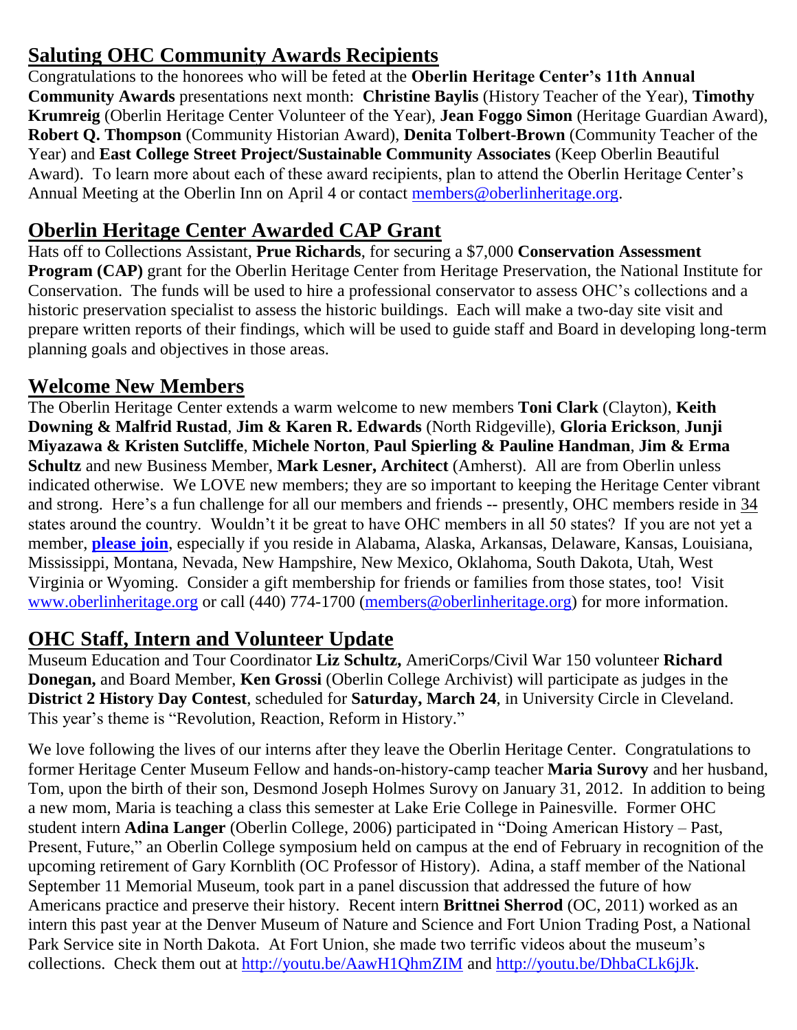## Saluting OHC Community Awards Recipients

Congratulations to the honorees who will be feted at the **Oberlin Heritage Center's 11th Annual Community Awards** presentations next month: **Christine Baylis** (History Teacher of the Year), **Timothy Krumreig** (Oberlin Heritage Center Volunteer of the Year), **Jean Foggo Simon** (Heritage Guardian Award), **Robert Q. Thompson** (Community Historian Award), **Denita Tolbert-Brown** (Community Teacher of the Year) and **East College Street Project/Sustainable Community Associates** (Keep Oberlin Beautiful Award). To learn more about each of these award recipients, plan to attend the Oberlin Heritage Center's Annual Meeting at the Oberlin Inn on April 4 or contact members@oberlinheritage.org.

## Oberlin Heritage Center Awarded CAP Grant

Hats off to Collections Assistant, **Prue Richards**, for securing a $7,000 **Conservation Assessment Program (CAP)** grant for the Oberlin Heritage Center from Heritage Preservation, the National Institute for Conservation. The funds will be used to hire a professional conservator to assess OHC's collections and a historic preservation specialist to assess the historic buildings. Each will make a two-day site visit and prepare written reports of their findings, which will be used to guide staff and Board in developing long-term planning goals and objectives in those areas.

## Welcome New Members

The Oberlin Heritage Center extends a warm welcome to new members **Toni Clark** (Clayton), **Keith Downing & Malfrid Rustad**, **Jim & Karen R. Edwards** (North Ridgeville), **Gloria Erickson**, **Junji Miyazawa & Kristen Sutcliffe**, **Michele Norton**, **Paul Spierling & Pauline Handman**, **Jim & Erma Schultz** and new Business Member, **Mark Lesner, Architect** (Amherst). All are from Oberlin unless indicated otherwise. We LOVE new members; they are so important to keeping the Heritage Center vibrant and strong. Here's a fun challenge for all our members and friends -- presently, OHC members reside in 34 states around the country. Wouldn't it be great to have OHC members in all 50 states? If you are not yet a member, **please join**, especially if you reside in Alabama, Alaska, Arkansas, Delaware, Kansas, Louisiana, Mississippi, Montana, Nevada, New Hampshire, New Mexico, Oklahoma, South Dakota, Utah, West Virginia or Wyoming. Consider a gift membership for friends or families from those states, too! Visit www.oberlinheritage.org or call (440) 774-1700 (members@oberlinheritage.org) for more information.

## OHC Staff, Intern and Volunteer Update

Museum Education and Tour Coordinator **Liz Schultz,** AmeriCorps/Civil War 150 volunteer **Richard Donegan,** and Board Member, **Ken Grossi** (Oberlin College Archivist) will participate as judges in the **District 2 History Day Contest**, scheduled for **Saturday, March 24**, in University Circle in Cleveland. This year's theme is "Revolution, Reaction, Reform in History."

We love following the lives of our interns after they leave the Oberlin Heritage Center. Congratulations to former Heritage Center Museum Fellow and hands-on-history-camp teacher **Maria Surovy** and her husband, Tom, upon the birth of their son, Desmond Joseph Holmes Surovy on January 31, 2012. In addition to being a new mom, Maria is teaching a class this semester at Lake Erie College in Painesville. Former OHC student intern **Adina Langer** (Oberlin College, 2006) participated in "Doing American History – Past, Present, Future," an Oberlin College symposium held on campus at the end of February in recognition of the upcoming retirement of Gary Kornblith (OC Professor of History). Adina, a staff member of the National September 11 Memorial Museum, took part in a panel discussion that addressed the future of how Americans practice and preserve their history. Recent intern **Brittnei Sherrod** (OC, 2011) worked as an intern this past year at the Denver Museum of Nature and Science and Fort Union Trading Post, a National Park Service site in North Dakota. At Fort Union, she made two terrific videos about the museum's collections. Check them out at http://youtu.be/AawH1QhmZIM and http://youtu.be/DhbaCLk6jJk.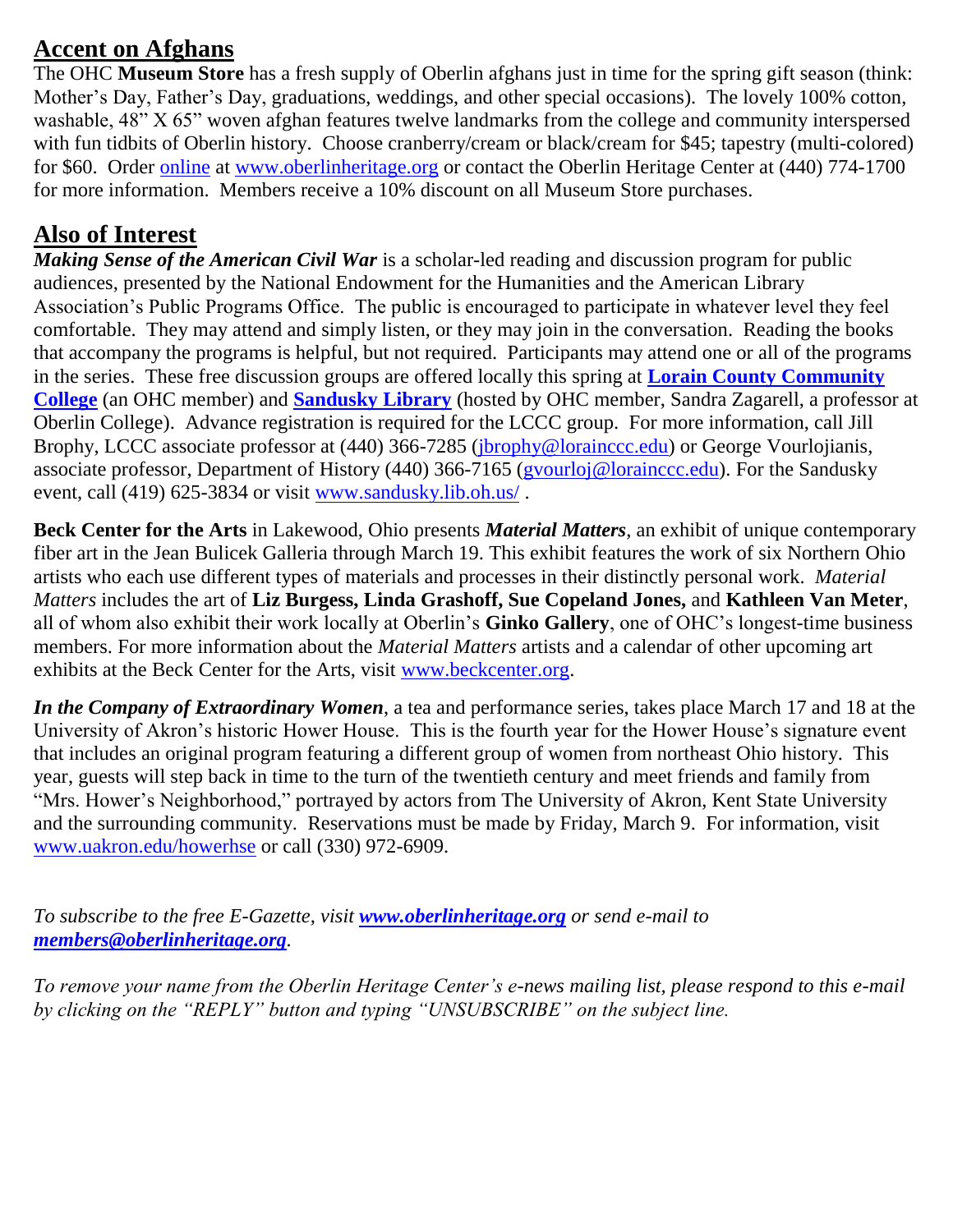## Accent on Afghans

The OHC **Museum Store** has a fresh supply of Oberlin afghans just in time for the spring gift season (think: Mother's Day, Father's Day, graduations, weddings, and other special occasions). The lovely 100% cotton, washable, 48" X 65" woven afghan features twelve landmarks from the college and community interspersed with fun tidbits of Oberlin history. Choose cranberry/cream or black/cream for $45; tapestry (multi-colored) for $60. Order online at www.oberlinheritage.org or contact the Oberlin Heritage Center at (440) 774-1700 for more information. Members receive a 10% discount on all Museum Store purchases.

## Also of Interest

***Making Sense of the American Civil War*** is a scholar-led reading and discussion program for public audiences, presented by the National Endowment for the Humanities and the American Library Association's Public Programs Office. The public is encouraged to participate in whatever level they feel comfortable. They may attend and simply listen, or they may join in the conversation. Reading the books that accompany the programs is helpful, but not required. Participants may attend one or all of the programs in the series. These free discussion groups are offered locally this spring at **Lorain County Community College** (an OHC member) and **Sandusky Library** (hosted by OHC member, Sandra Zagarell, a professor at Oberlin College). Advance registration is required for the LCCC group. For more information, call Jill Brophy, LCCC associate professor at (440) 366-7285 (jbrophy@lorainccc.edu) or George Vourlojianis, associate professor, Department of History (440) 366-7165 (gvourloj@lorainccc.edu). For the Sandusky event, call (419) 625-3834 or visit www.sandusky.lib.oh.us/ .

**Beck Center for the Arts** in Lakewood, Ohio presents ***Material Matters***, an exhibit of unique contemporary fiber art in the Jean Bulicek Galleria through March 19. This exhibit features the work of six Northern Ohio artists who each use different types of materials and processes in their distinctly personal work. *Material Matters* includes the art of **Liz Burgess, Linda Grashoff, Sue Copeland Jones,** and **Kathleen Van Meter**, all of whom also exhibit their work locally at Oberlin's **Ginko Gallery**, one of OHC's longest-time business members. For more information about the *Material Matters* artists and a calendar of other upcoming art exhibits at the Beck Center for the Arts, visit www.beckcenter.org.

***In the Company of Extraordinary Women***, a tea and performance series, takes place March 17 and 18 at the University of Akron's historic Hower House. This is the fourth year for the Hower House's signature event that includes an original program featuring a different group of women from northeast Ohio history. This year, guests will step back in time to the turn of the twentieth century and meet friends and family from "Mrs. Hower's Neighborhood," portrayed by actors from The University of Akron, Kent State University and the surrounding community. Reservations must be made by Friday, March 9. For information, visit www.uakron.edu/howerhse or call (330) 972-6909.

*To subscribe to the free E-Gazette, visit **www.oberlinheritage.org** or send e-mail to **members@oberlinheritage.org**.*

*To remove your name from the Oberlin Heritage Center's e-news mailing list, please respond to this e-mail by clicking on the "REPLY" button and typing "UNSUBSCRIBE" on the subject line.*